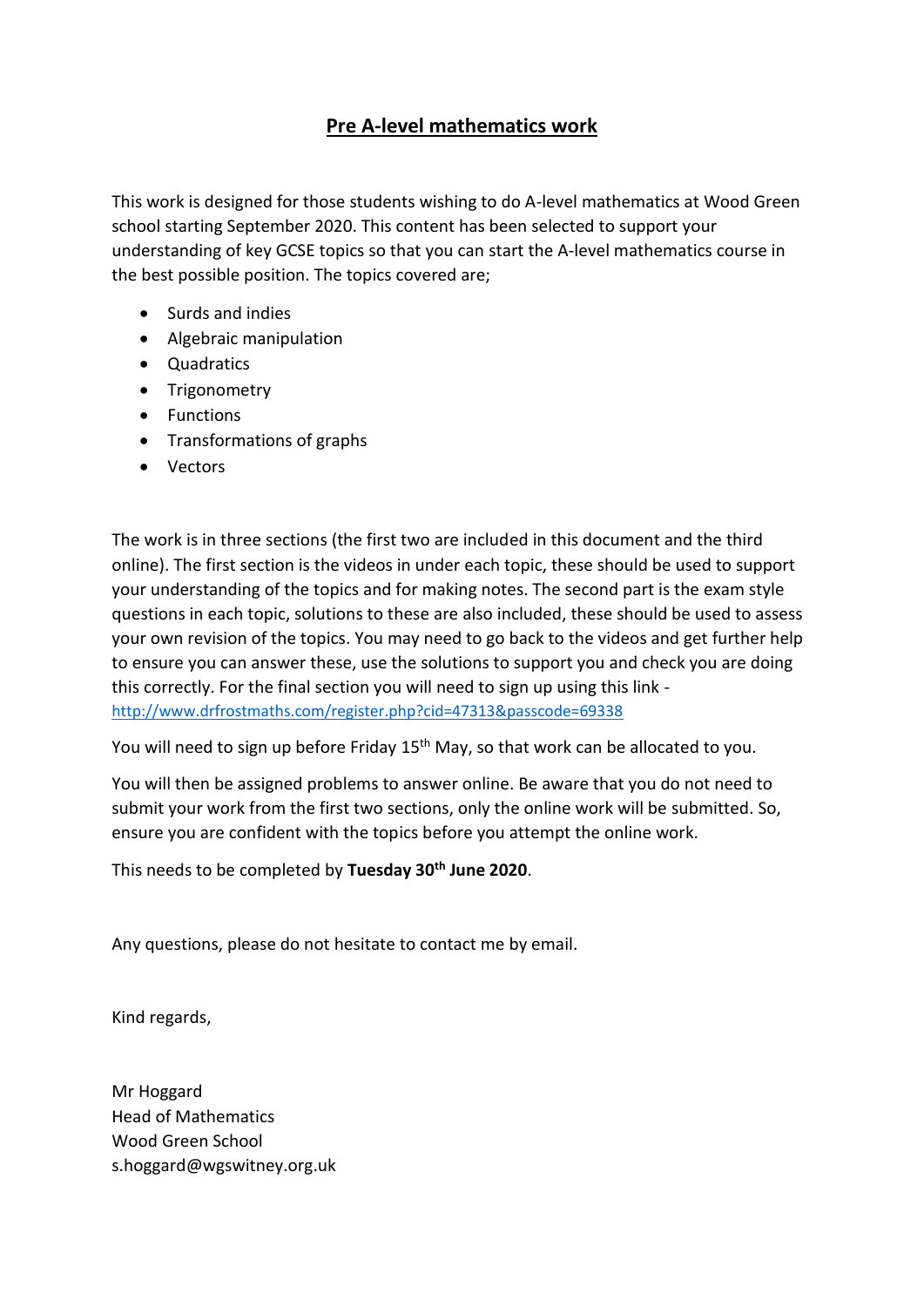# Pre A-level mathematics work

This work is designed for those students wishing to do A-level mathematics at Wood Green school starting September 2020. This content has been selected to support your understanding of key GCSE topics so that you can start the A-level mathematics course in the best possible position. The topics covered are;

- Surds and indies
- Algebraic manipulation
- Quadratics
- Trigonometry
- Functions
- Transformations of graphs
- Vectors

The work is in three sections (the first two are included in this document and the third online). The first section is the videos in under each topic, these should be used to support your understanding of the topics and for making notes. The second part is the exam style questions in each topic, solutions to these are also included, these should be used to assess your own revision of the topics. You may need to go back to the videos and get further help to ensure you can answer these, use the solutions to support you and check you are doing this correctly. For the final section you will need to sign up using this link - http://www.drfrostmaths.com/register.php?cid=47313&passcode=69338

You will need to sign up before Friday 15th May, so that work can be allocated to you.

You will then be assigned problems to answer online. Be aware that you do not need to submit your work from the first two sections, only the online work will be submitted. So, ensure you are confident with the topics before you attempt the online work.

This needs to be completed by **Tuesday 30th June 2020**.

Any questions, please do not hesitate to contact me by email.

Kind regards,

Mr Hoggard
Head of Mathematics
Wood Green School
s.hoggard@wgswitney.org.uk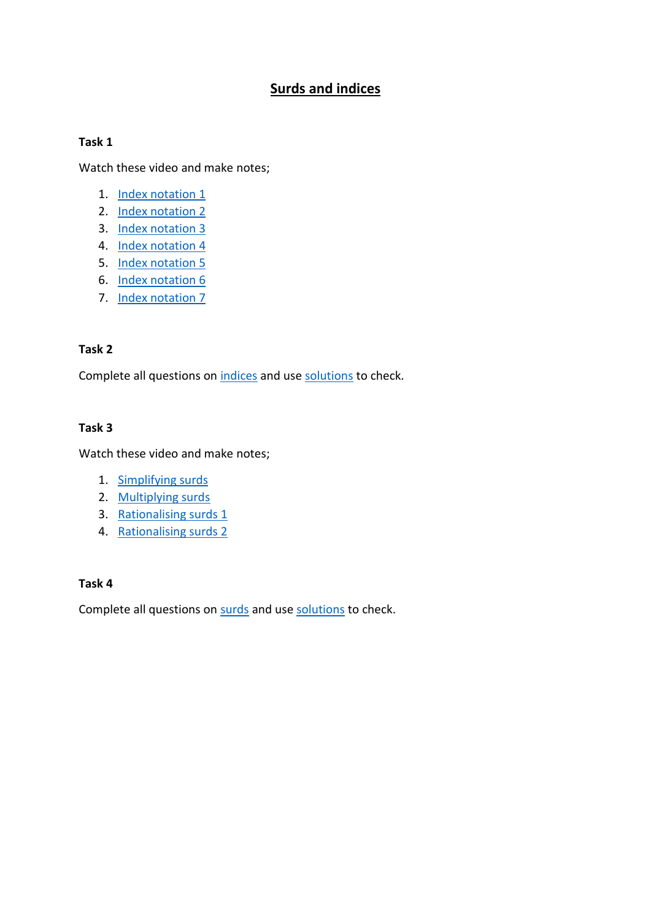# Surds and indices

**Task 1**

Watch these video and make notes;

1. Index notation 1
2. Index notation 2
3. Index notation 3
4. Index notation 4
5. Index notation 5
6. Index notation 6
7. Index notation 7

**Task 2**

Complete all questions on indices and use solutions to check.

**Task 3**

Watch these video and make notes;

1. Simplifying surds
2. Multiplying surds
3. Rationalising surds 1
4. Rationalising surds 2

**Task 4**

Complete all questions on surds and use solutions to check.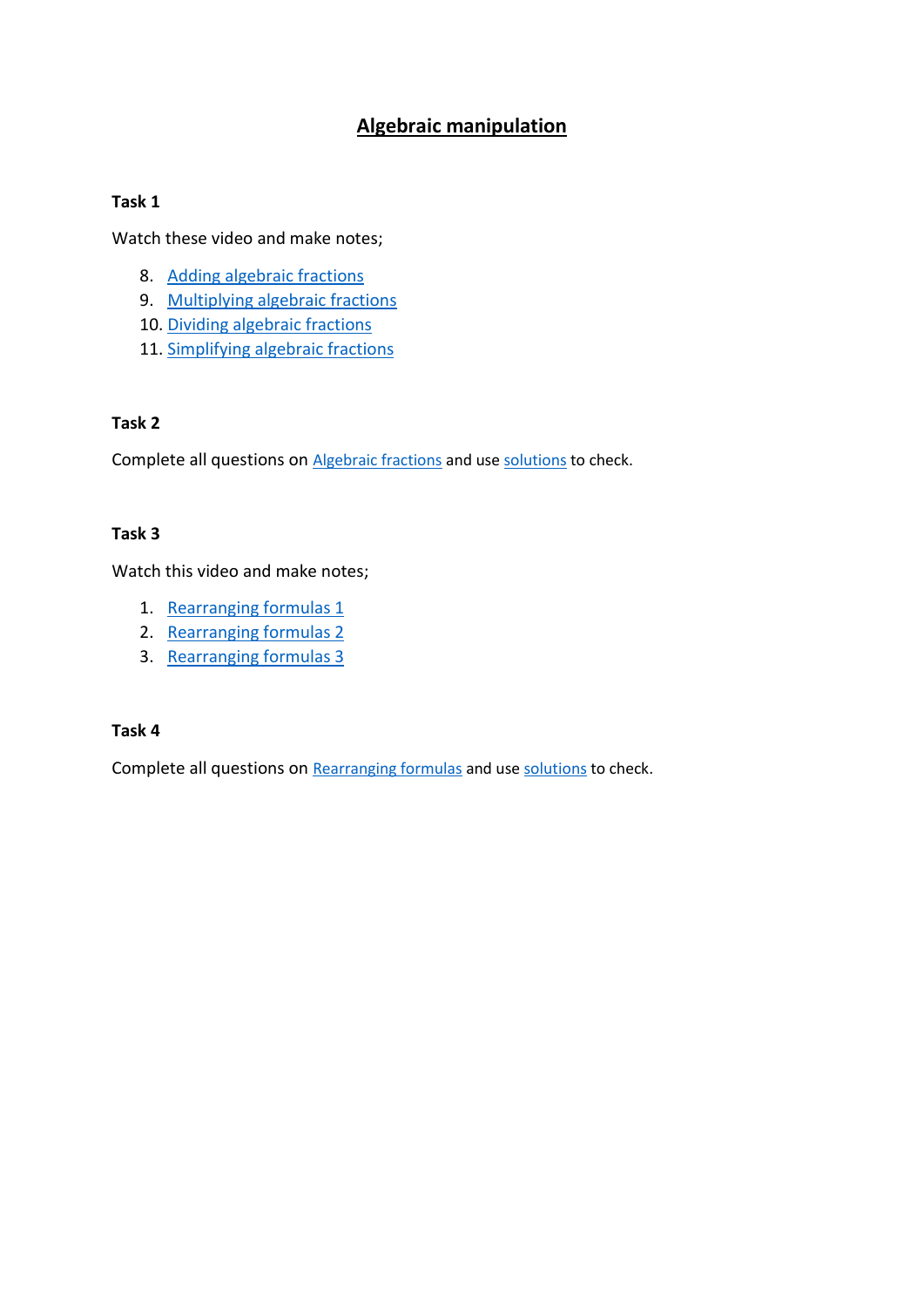# Algebraic manipulation

**Task 1**

Watch these video and make notes;

8. Adding algebraic fractions
9. Multiplying algebraic fractions
10. Dividing algebraic fractions
11. Simplifying algebraic fractions

**Task 2**

Complete all questions on Algebraic fractions and use solutions to check.

**Task 3**

Watch this video and make notes;

1. Rearranging formulas 1
2. Rearranging formulas 2
3. Rearranging formulas 3

**Task 4**

Complete all questions on Rearranging formulas and use solutions to check.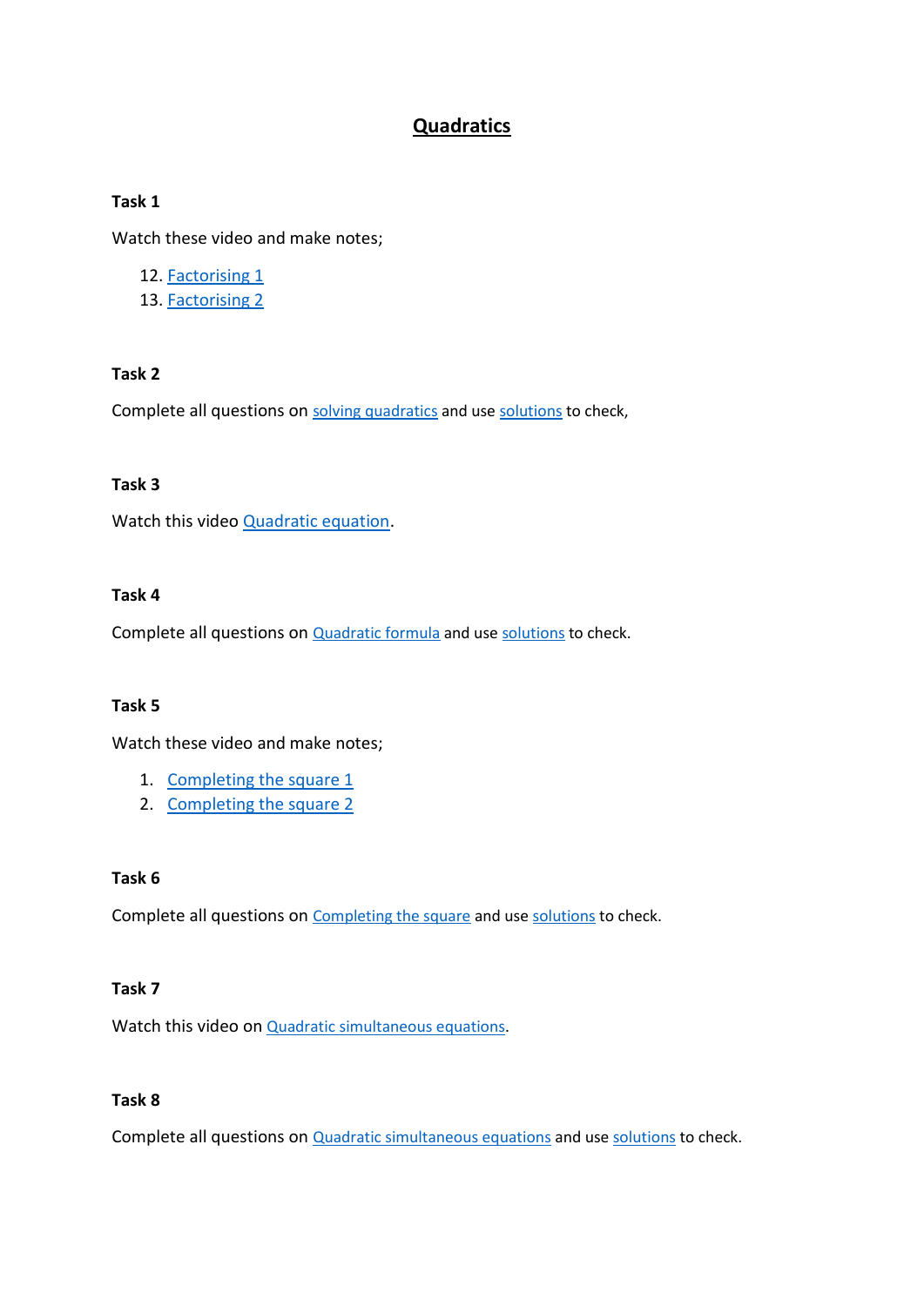# Quadratics

**Task 1**

Watch these video and make notes;

12. Factorising 1
13. Factorising 2

**Task 2**

Complete all questions on solving quadratics and use solutions to check,

**Task 3**

Watch this video Quadratic equation.

**Task 4**

Complete all questions on Quadratic formula and use solutions to check.

**Task 5**

Watch these video and make notes;

1. Completing the square 1
2. Completing the square 2

**Task 6**

Complete all questions on Completing the square and use solutions to check.

**Task 7**

Watch this video on Quadratic simultaneous equations.

**Task 8**

Complete all questions on Quadratic simultaneous equations and use solutions to check.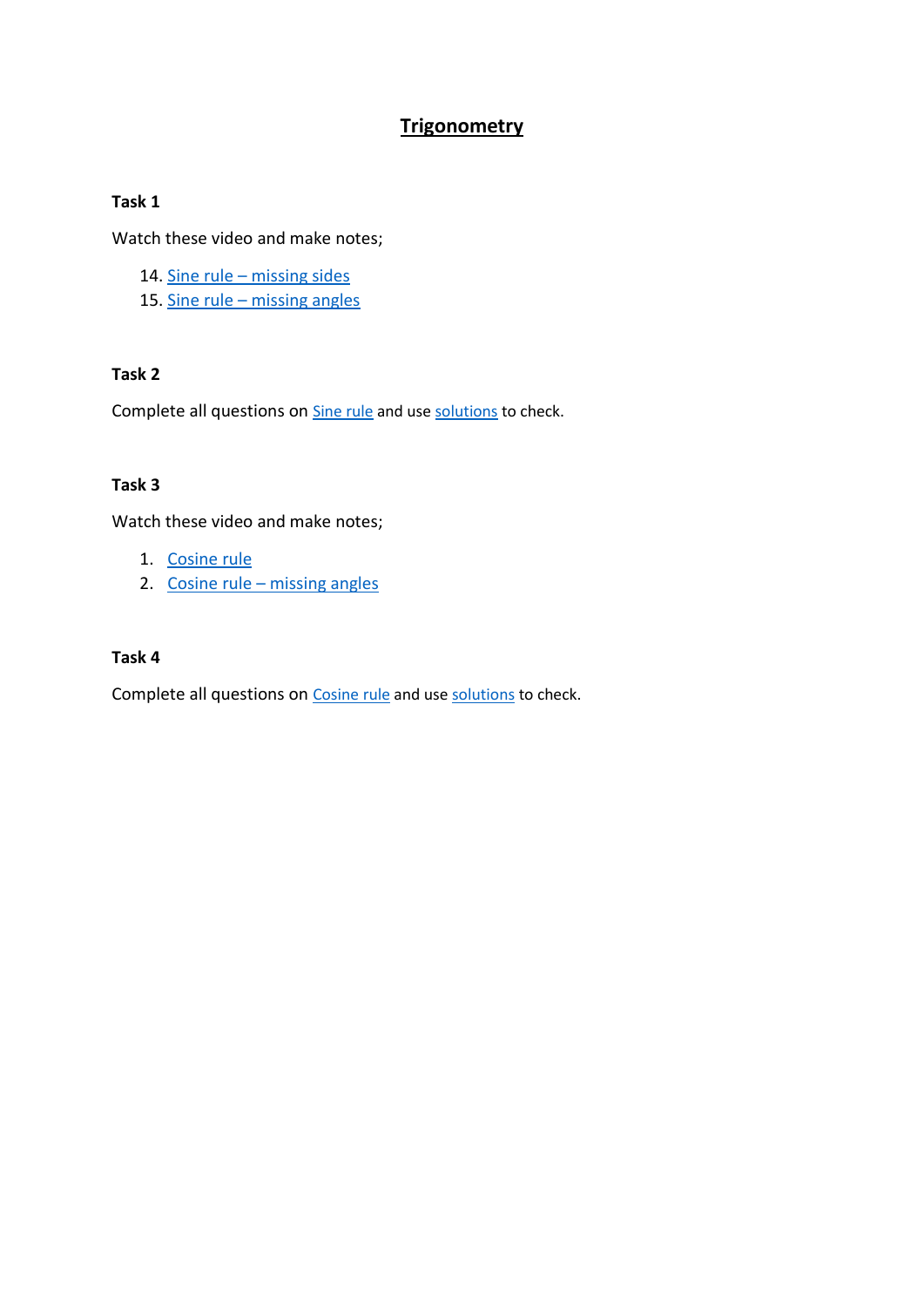# Trigonometry

**Task 1**

Watch these video and make notes;

14. Sine rule – missing sides
15. Sine rule – missing angles

**Task 2**

Complete all questions on Sine rule and use solutions to check.

**Task 3**

Watch these video and make notes;

1. Cosine rule
2. Cosine rule – missing angles

**Task 4**

Complete all questions on Cosine rule and use solutions to check.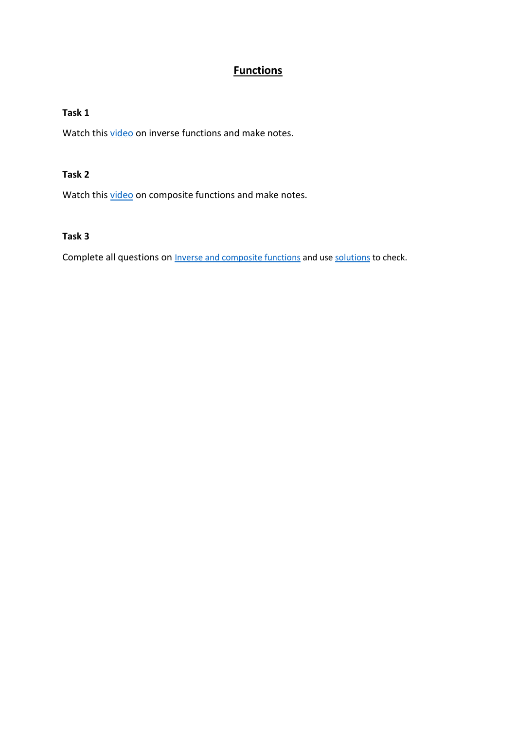# Functions

**Task 1**

Watch this video on inverse functions and make notes.

**Task 2**

Watch this video on composite functions and make notes.

**Task 3**

Complete all questions on Inverse and composite functions and use solutions to check.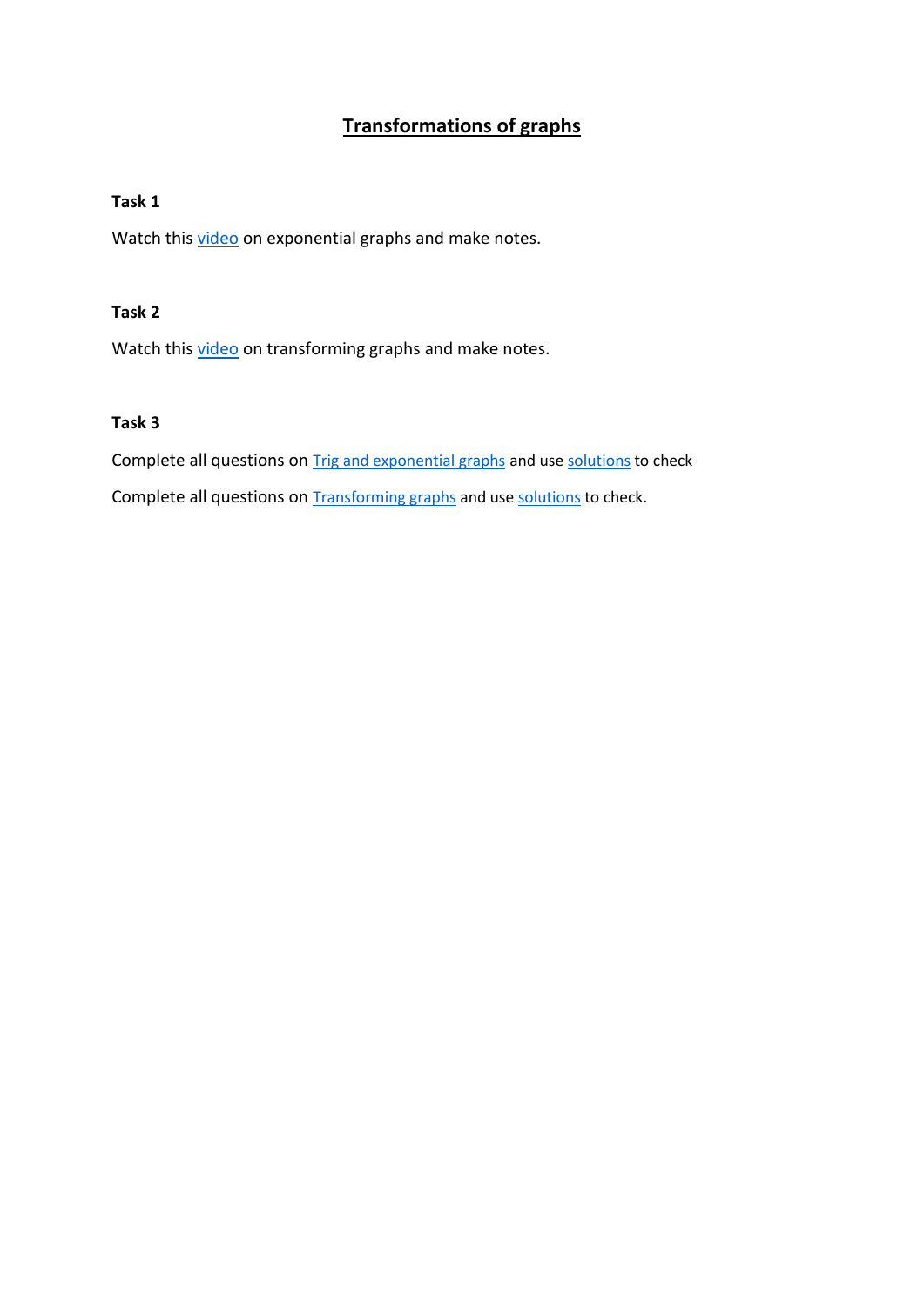# Transformations of graphs

**Task 1**

Watch this video on exponential graphs and make notes.

**Task 2**

Watch this video on transforming graphs and make notes.

**Task 3**

Complete all questions on Trig and exponential graphs and use solutions to check

Complete all questions on Transforming graphs and use solutions to check.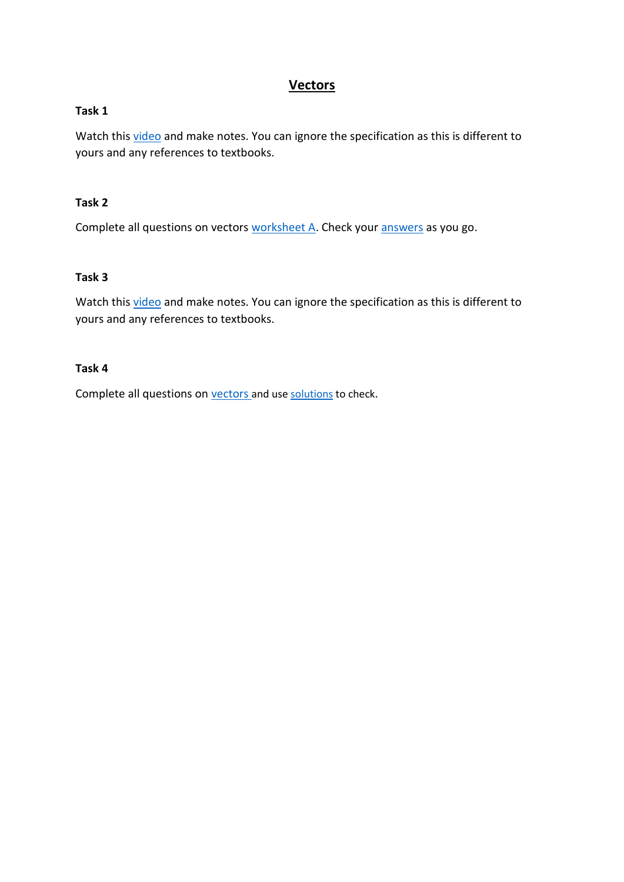# Vectors

**Task 1**

Watch this video and make notes. You can ignore the specification as this is different to yours and any references to textbooks.

**Task 2**

Complete all questions on vectors worksheet A. Check your answers as you go.

**Task 3**

Watch this video and make notes. You can ignore the specification as this is different to yours and any references to textbooks.

**Task 4**

Complete all questions on vectors and use solutions to check.